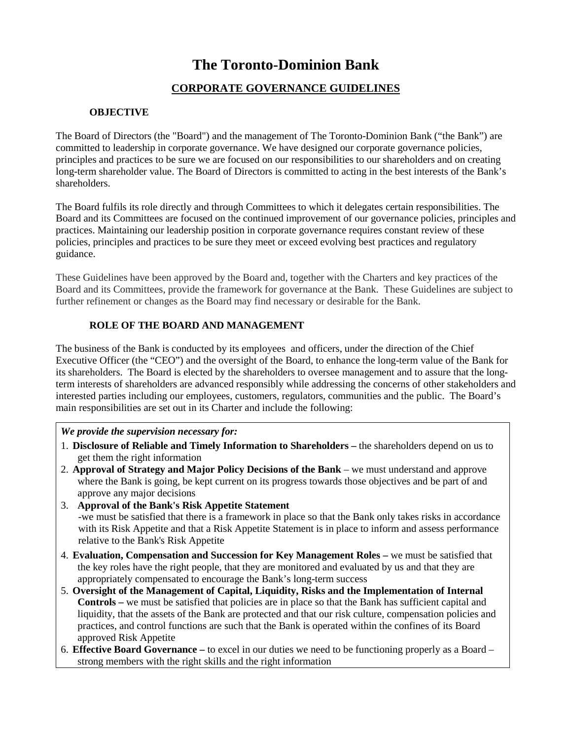# The Toronto-Dominion Bank

## CORPORATE GOVERNANCE GUIDELINES

### OBJECTIVE

The Board of Directors (the "Board") and the management of The Toronto-Dominion Bank ("the Bank") are committed to leadership in corporate governance. We have designed our corporate governance policies, principles and practices to be sure we are focused on our responsibilities to our shareholders and on creating long-term shareholder value. The Board of Directors is committed to acting in the best interests of the Bank's shareholders.

The Board fulfils its role directly and through Committees to which it delegates certain responsibilities. The Board and its Committees are focused on the continued improvement of our governance policies, principles and practices. Maintaining our leadership position in corporate governance requires constant review of these policies, principles and practices to be sure they meet or exceed evolving best practices and regulatory guidance.

These Guidelines have been approved by the Board and, together with the Charters and key practices of the Board and its Committees, provide the framework for governance at the Bank. These Guidelines are subject to further refinement or changes as the Board may find necessary or desirable for the Bank.

### ROLE OF THE BOARD AND MANAGEMENT

The business of the Bank is conducted by its employees and officers, under the direction of the Chief Executive Officer (the "CEO") and the oversight of the Board, to enhance the long-term value of the Bank for its shareholders. The Board is elected by the shareholders to oversee management and to assure that the long-term interests of shareholders are advanced responsibly while addressing the concerns of other stakeholders and interested parties including our employees, customers, regulators, communities and the public. The Board's main responsibilities are set out in its Charter and include the following:

***We provide the supervision necessary for:***

1. **Disclosure of Reliable and Timely Information to Shareholders –** the shareholders depend on us to get them the right information
2. **Approval of Strategy and Major Policy Decisions of the Bank** – we must understand and approve where the Bank is going, be kept current on its progress towards those objectives and be part of and approve any major decisions
3. **Approval of the Bank's Risk Appetite Statement** -we must be satisfied that there is a framework in place so that the Bank only takes risks in accordance with its Risk Appetite and that a Risk Appetite Statement is in place to inform and assess performance relative to the Bank's Risk Appetite
4. **Evaluation, Compensation and Succession for Key Management Roles –** we must be satisfied that the key roles have the right people, that they are monitored and evaluated by us and that they are appropriately compensated to encourage the Bank's long-term success
5. **Oversight of the Management of Capital, Liquidity, Risks and the Implementation of Internal Controls –** we must be satisfied that policies are in place so that the Bank has sufficient capital and liquidity, that the assets of the Bank are protected and that our risk culture, compensation policies and practices, and control functions are such that the Bank is operated within the confines of its Board approved Risk Appetite
6. **Effective Board Governance –** to excel in our duties we need to be functioning properly as a Board – strong members with the right skills and the right information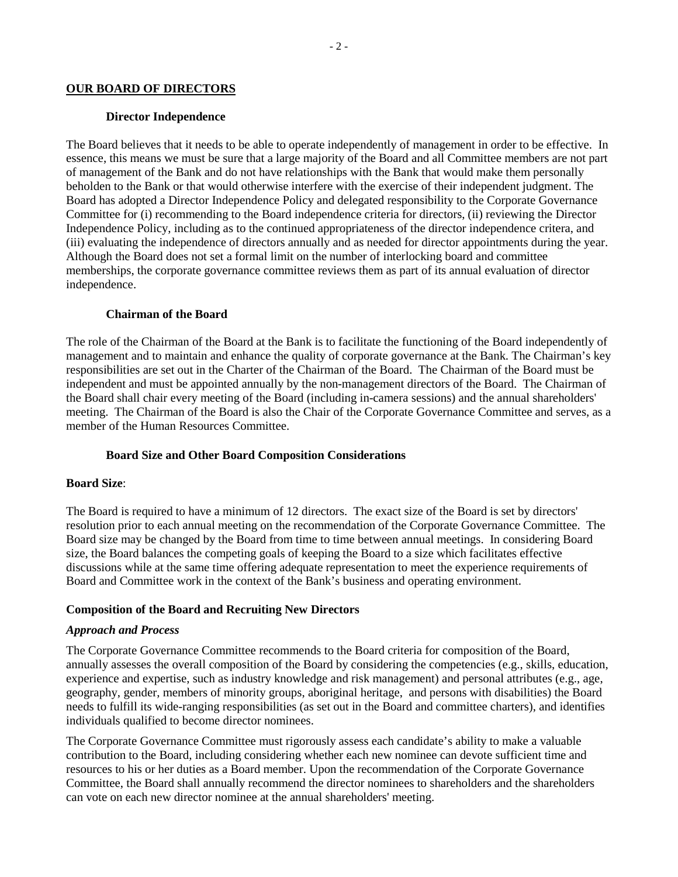## OUR BOARD OF DIRECTORS

### Director Independence

The Board believes that it needs to be able to operate independently of management in order to be effective. In essence, this means we must be sure that a large majority of the Board and all Committee members are not part of management of the Bank and do not have relationships with the Bank that would make them personally beholden to the Bank or that would otherwise interfere with the exercise of their independent judgment. The Board has adopted a Director Independence Policy and delegated responsibility to the Corporate Governance Committee for (i) recommending to the Board independence criteria for directors, (ii) reviewing the Director Independence Policy, including as to the continued appropriateness of the director independence critera, and (iii) evaluating the independence of directors annually and as needed for director appointments during the year. Although the Board does not set a formal limit on the number of interlocking board and committee memberships, the corporate governance committee reviews them as part of its annual evaluation of director independence.

### Chairman of the Board

The role of the Chairman of the Board at the Bank is to facilitate the functioning of the Board independently of management and to maintain and enhance the quality of corporate governance at the Bank. The Chairman's key responsibilities are set out in the Charter of the Chairman of the Board. The Chairman of the Board must be independent and must be appointed annually by the non-management directors of the Board. The Chairman of the Board shall chair every meeting of the Board (including in-camera sessions) and the annual shareholders' meeting. The Chairman of the Board is also the Chair of the Corporate Governance Committee and serves, as a member of the Human Resources Committee.

### Board Size and Other Board Composition Considerations

**Board Size**:

The Board is required to have a minimum of 12 directors. The exact size of the Board is set by directors' resolution prior to each annual meeting on the recommendation of the Corporate Governance Committee. The Board size may be changed by the Board from time to time between annual meetings. In considering Board size, the Board balances the competing goals of keeping the Board to a size which facilitates effective discussions while at the same time offering adequate representation to meet the experience requirements of Board and Committee work in the context of the Bank's business and operating environment.

**Composition of the Board and Recruiting New Directors**

***Approach and Process***

The Corporate Governance Committee recommends to the Board criteria for composition of the Board, annually assesses the overall composition of the Board by considering the competencies (e.g., skills, education, experience and expertise, such as industry knowledge and risk management) and personal attributes (e.g., age, geography, gender, members of minority groups, aboriginal heritage, and persons with disabilities) the Board needs to fulfill its wide-ranging responsibilities (as set out in the Board and committee charters), and identifies individuals qualified to become director nominees.

The Corporate Governance Committee must rigorously assess each candidate's ability to make a valuable contribution to the Board, including considering whether each new nominee can devote sufficient time and resources to his or her duties as a Board member. Upon the recommendation of the Corporate Governance Committee, the Board shall annually recommend the director nominees to shareholders and the shareholders can vote on each new director nominee at the annual shareholders' meeting.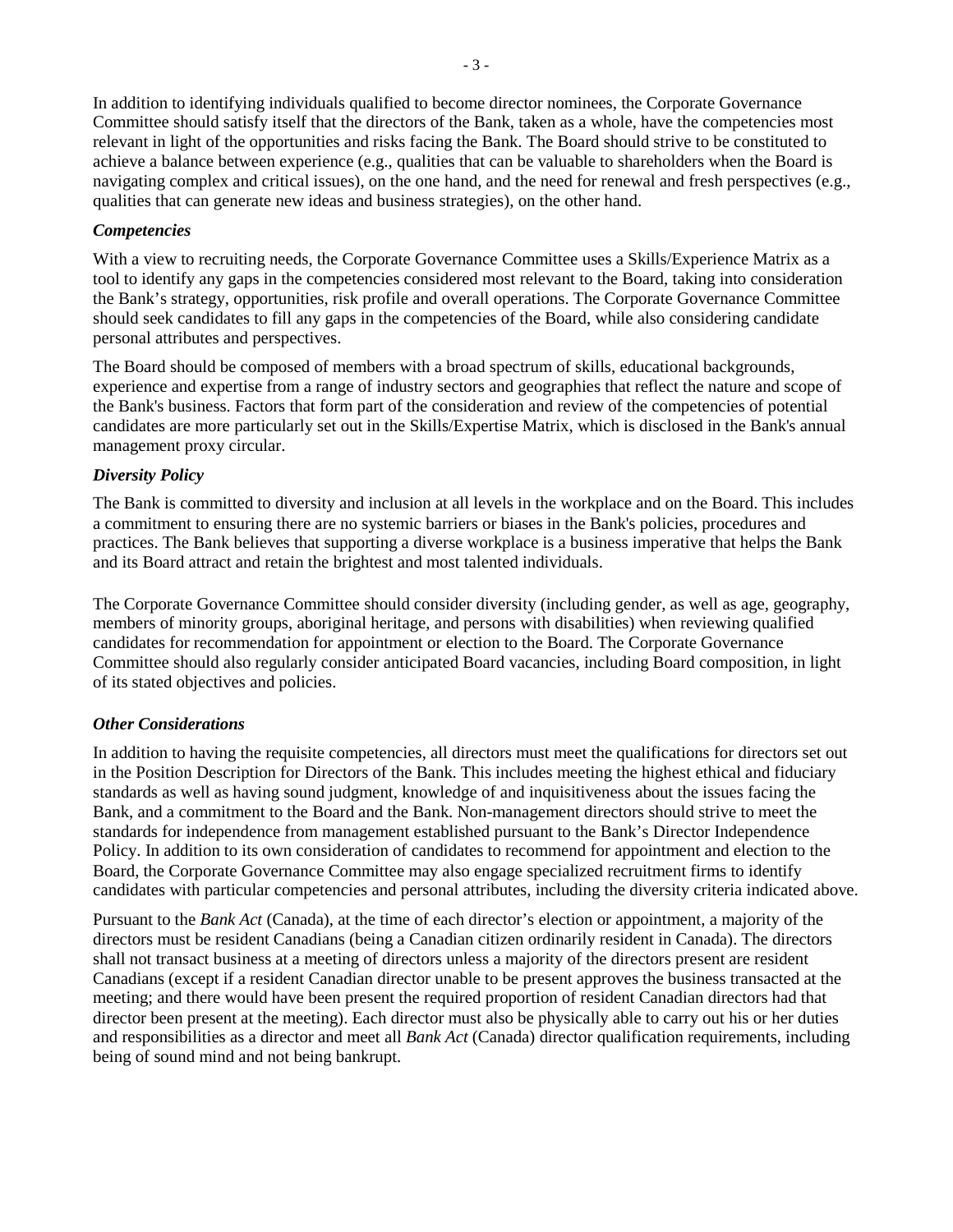In addition to identifying individuals qualified to become director nominees, the Corporate Governance Committee should satisfy itself that the directors of the Bank, taken as a whole, have the competencies most relevant in light of the opportunities and risks facing the Bank. The Board should strive to be constituted to achieve a balance between experience (e.g., qualities that can be valuable to shareholders when the Board is navigating complex and critical issues), on the one hand, and the need for renewal and fresh perspectives (e.g., qualities that can generate new ideas and business strategies), on the other hand.

### *Competencies*

With a view to recruiting needs, the Corporate Governance Committee uses a Skills/Experience Matrix as a tool to identify any gaps in the competencies considered most relevant to the Board, taking into consideration the Bank's strategy, opportunities, risk profile and overall operations. The Corporate Governance Committee should seek candidates to fill any gaps in the competencies of the Board, while also considering candidate personal attributes and perspectives.

The Board should be composed of members with a broad spectrum of skills, educational backgrounds, experience and expertise from a range of industry sectors and geographies that reflect the nature and scope of the Bank's business. Factors that form part of the consideration and review of the competencies of potential candidates are more particularly set out in the Skills/Expertise Matrix, which is disclosed in the Bank's annual management proxy circular.

### *Diversity Policy*

The Bank is committed to diversity and inclusion at all levels in the workplace and on the Board. This includes a commitment to ensuring there are no systemic barriers or biases in the Bank's policies, procedures and practices. The Bank believes that supporting a diverse workplace is a business imperative that helps the Bank and its Board attract and retain the brightest and most talented individuals.

The Corporate Governance Committee should consider diversity (including gender, as well as age, geography, members of minority groups, aboriginal heritage, and persons with disabilities) when reviewing qualified candidates for recommendation for appointment or election to the Board. The Corporate Governance Committee should also regularly consider anticipated Board vacancies, including Board composition, in light of its stated objectives and policies.

### *Other Considerations*

In addition to having the requisite competencies, all directors must meet the qualifications for directors set out in the Position Description for Directors of the Bank. This includes meeting the highest ethical and fiduciary standards as well as having sound judgment, knowledge of and inquisitiveness about the issues facing the Bank, and a commitment to the Board and the Bank. Non-management directors should strive to meet the standards for independence from management established pursuant to the Bank's Director Independence Policy. In addition to its own consideration of candidates to recommend for appointment and election to the Board, the Corporate Governance Committee may also engage specialized recruitment firms to identify candidates with particular competencies and personal attributes, including the diversity criteria indicated above.

Pursuant to the *Bank Act* (Canada), at the time of each director's election or appointment, a majority of the directors must be resident Canadians (being a Canadian citizen ordinarily resident in Canada). The directors shall not transact business at a meeting of directors unless a majority of the directors present are resident Canadians (except if a resident Canadian director unable to be present approves the business transacted at the meeting; and there would have been present the required proportion of resident Canadian directors had that director been present at the meeting). Each director must also be physically able to carry out his or her duties and responsibilities as a director and meet all *Bank Act* (Canada) director qualification requirements, including being of sound mind and not being bankrupt.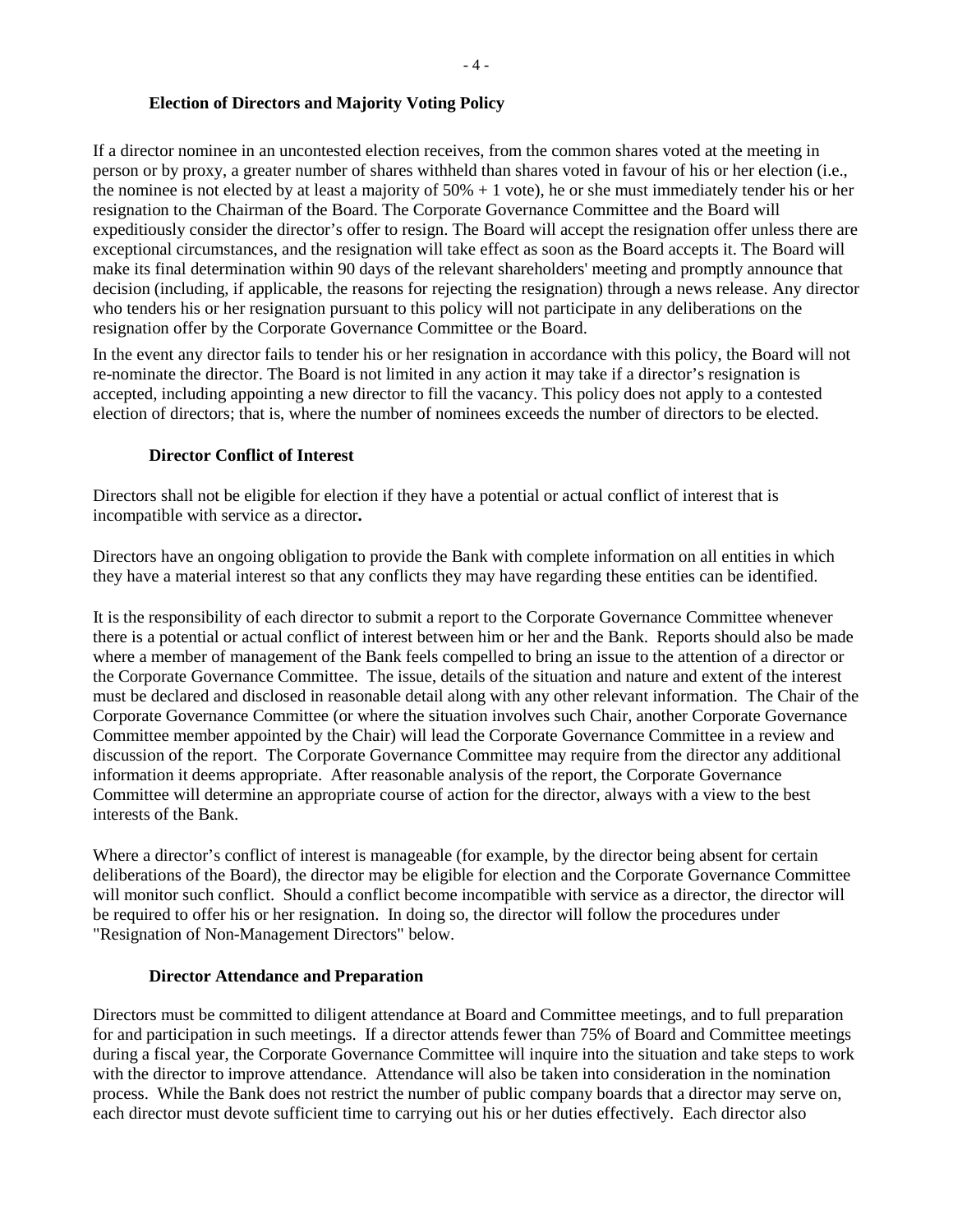### Election of Directors and Majority Voting Policy

If a director nominee in an uncontested election receives, from the common shares voted at the meeting in person or by proxy, a greater number of shares withheld than shares voted in favour of his or her election (i.e., the nominee is not elected by at least a majority of 50% + 1 vote), he or she must immediately tender his or her resignation to the Chairman of the Board. The Corporate Governance Committee and the Board will expeditiously consider the director's offer to resign. The Board will accept the resignation offer unless there are exceptional circumstances, and the resignation will take effect as soon as the Board accepts it. The Board will make its final determination within 90 days of the relevant shareholders' meeting and promptly announce that decision (including, if applicable, the reasons for rejecting the resignation) through a news release. Any director who tenders his or her resignation pursuant to this policy will not participate in any deliberations on the resignation offer by the Corporate Governance Committee or the Board.

In the event any director fails to tender his or her resignation in accordance with this policy, the Board will not re-nominate the director. The Board is not limited in any action it may take if a director's resignation is accepted, including appointing a new director to fill the vacancy. This policy does not apply to a contested election of directors; that is, where the number of nominees exceeds the number of directors to be elected.

### Director Conflict of Interest

Directors shall not be eligible for election if they have a potential or actual conflict of interest that is incompatible with service as a director**.**

Directors have an ongoing obligation to provide the Bank with complete information on all entities in which they have a material interest so that any conflicts they may have regarding these entities can be identified.

It is the responsibility of each director to submit a report to the Corporate Governance Committee whenever there is a potential or actual conflict of interest between him or her and the Bank. Reports should also be made where a member of management of the Bank feels compelled to bring an issue to the attention of a director or the Corporate Governance Committee. The issue, details of the situation and nature and extent of the interest must be declared and disclosed in reasonable detail along with any other relevant information. The Chair of the Corporate Governance Committee (or where the situation involves such Chair, another Corporate Governance Committee member appointed by the Chair) will lead the Corporate Governance Committee in a review and discussion of the report. The Corporate Governance Committee may require from the director any additional information it deems appropriate. After reasonable analysis of the report, the Corporate Governance Committee will determine an appropriate course of action for the director, always with a view to the best interests of the Bank.

Where a director's conflict of interest is manageable (for example, by the director being absent for certain deliberations of the Board), the director may be eligible for election and the Corporate Governance Committee will monitor such conflict. Should a conflict become incompatible with service as a director, the director will be required to offer his or her resignation. In doing so, the director will follow the procedures under "Resignation of Non-Management Directors" below.

### Director Attendance and Preparation

Directors must be committed to diligent attendance at Board and Committee meetings, and to full preparation for and participation in such meetings. If a director attends fewer than 75% of Board and Committee meetings during a fiscal year, the Corporate Governance Committee will inquire into the situation and take steps to work with the director to improve attendance. Attendance will also be taken into consideration in the nomination process. While the Bank does not restrict the number of public company boards that a director may serve on, each director must devote sufficient time to carrying out his or her duties effectively. Each director also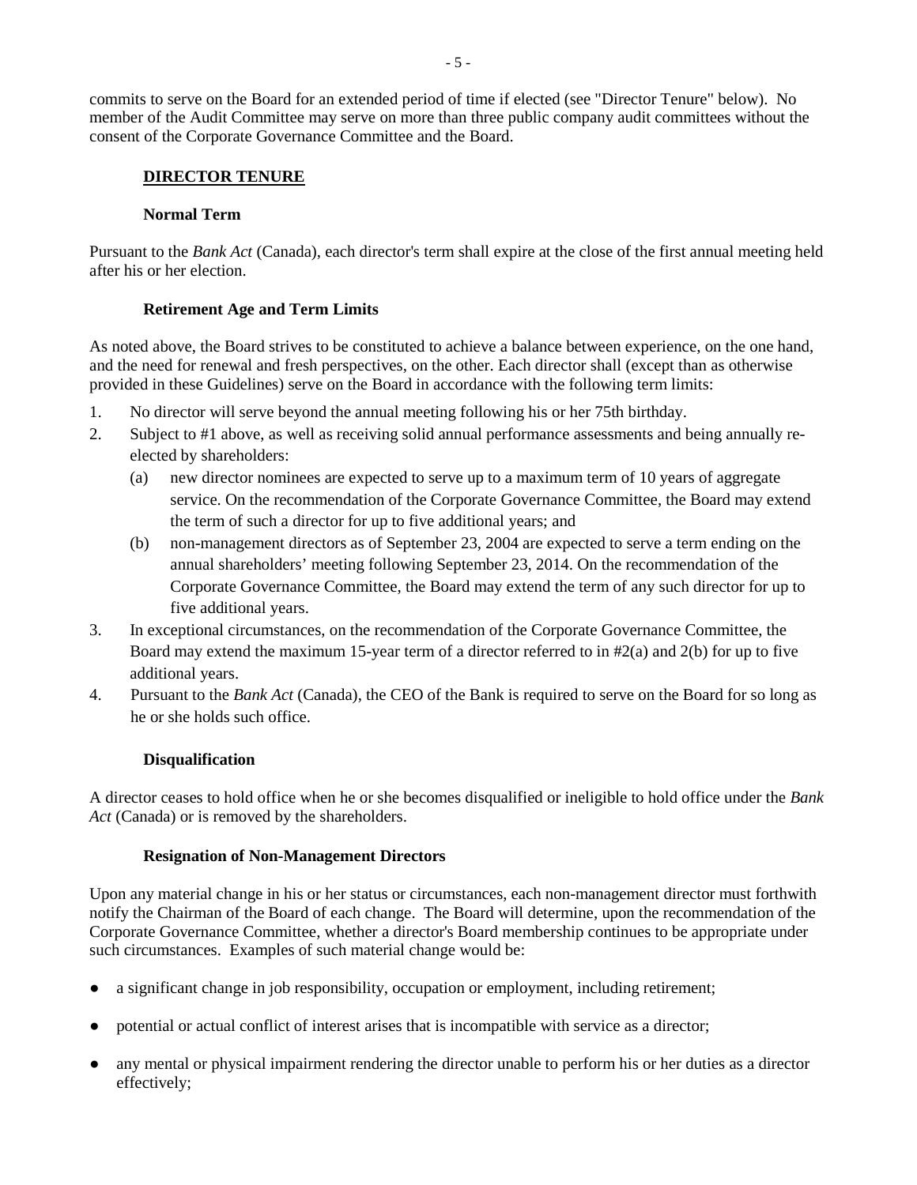commits to serve on the Board for an extended period of time if elected (see "Director Tenure" below). No member of the Audit Committee may serve on more than three public company audit committees without the consent of the Corporate Governance Committee and the Board.

## DIRECTOR TENURE

### Normal Term

Pursuant to the *Bank Act* (Canada), each director's term shall expire at the close of the first annual meeting held after his or her election.

### Retirement Age and Term Limits

As noted above, the Board strives to be constituted to achieve a balance between experience, on the one hand, and the need for renewal and fresh perspectives, on the other. Each director shall (except than as otherwise provided in these Guidelines) serve on the Board in accordance with the following term limits:

1. No director will serve beyond the annual meeting following his or her 75th birthday.
2. Subject to #1 above, as well as receiving solid annual performance assessments and being annually re-elected by shareholders:
   (a) new director nominees are expected to serve up to a maximum term of 10 years of aggregate service. On the recommendation of the Corporate Governance Committee, the Board may extend the term of such a director for up to five additional years; and
   (b) non-management directors as of September 23, 2004 are expected to serve a term ending on the annual shareholders' meeting following September 23, 2014. On the recommendation of the Corporate Governance Committee, the Board may extend the term of any such director for up to five additional years.
3. In exceptional circumstances, on the recommendation of the Corporate Governance Committee, the Board may extend the maximum 15-year term of a director referred to in #2(a) and 2(b) for up to five additional years.
4. Pursuant to the *Bank Act* (Canada), the CEO of the Bank is required to serve on the Board for so long as he or she holds such office.

### Disqualification

A director ceases to hold office when he or she becomes disqualified or ineligible to hold office under the *Bank Act* (Canada) or is removed by the shareholders.

### Resignation of Non-Management Directors

Upon any material change in his or her status or circumstances, each non-management director must forthwith notify the Chairman of the Board of each change. The Board will determine, upon the recommendation of the Corporate Governance Committee, whether a director's Board membership continues to be appropriate under such circumstances. Examples of such material change would be:

- a significant change in job responsibility, occupation or employment, including retirement;
- potential or actual conflict of interest arises that is incompatible with service as a director;
- any mental or physical impairment rendering the director unable to perform his or her duties as a director effectively;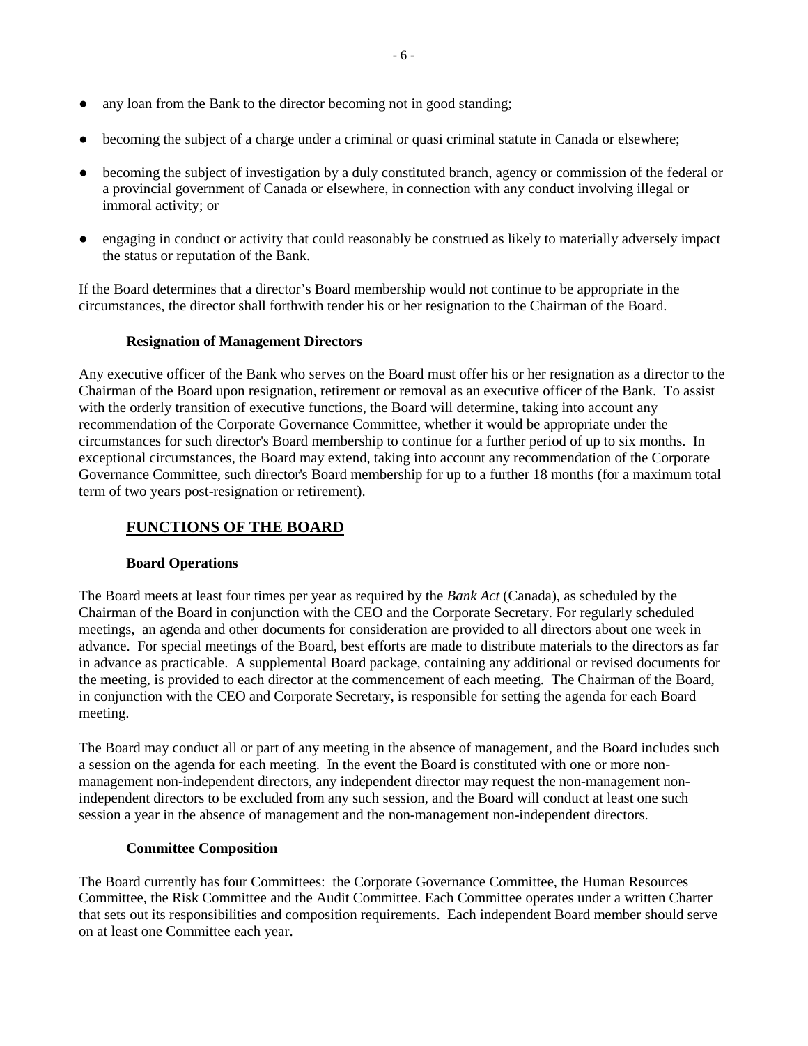- any loan from the Bank to the director becoming not in good standing;
- becoming the subject of a charge under a criminal or quasi criminal statute in Canada or elsewhere;
- becoming the subject of investigation by a duly constituted branch, agency or commission of the federal or a provincial government of Canada or elsewhere, in connection with any conduct involving illegal or immoral activity; or
- engaging in conduct or activity that could reasonably be construed as likely to materially adversely impact the status or reputation of the Bank.

If the Board determines that a director's Board membership would not continue to be appropriate in the circumstances, the director shall forthwith tender his or her resignation to the Chairman of the Board.

### Resignation of Management Directors

Any executive officer of the Bank who serves on the Board must offer his or her resignation as a director to the Chairman of the Board upon resignation, retirement or removal as an executive officer of the Bank. To assist with the orderly transition of executive functions, the Board will determine, taking into account any recommendation of the Corporate Governance Committee, whether it would be appropriate under the circumstances for such director's Board membership to continue for a further period of up to six months. In exceptional circumstances, the Board may extend, taking into account any recommendation of the Corporate Governance Committee, such director's Board membership for up to a further 18 months (for a maximum total term of two years post-resignation or retirement).

## FUNCTIONS OF THE BOARD

### Board Operations

The Board meets at least four times per year as required by the *Bank Act* (Canada), as scheduled by the Chairman of the Board in conjunction with the CEO and the Corporate Secretary. For regularly scheduled meetings, an agenda and other documents for consideration are provided to all directors about one week in advance. For special meetings of the Board, best efforts are made to distribute materials to the directors as far in advance as practicable. A supplemental Board package, containing any additional or revised documents for the meeting, is provided to each director at the commencement of each meeting. The Chairman of the Board, in conjunction with the CEO and Corporate Secretary, is responsible for setting the agenda for each Board meeting.

The Board may conduct all or part of any meeting in the absence of management, and the Board includes such a session on the agenda for each meeting. In the event the Board is constituted with one or more non-management non-independent directors, any independent director may request the non-management non-independent directors to be excluded from any such session, and the Board will conduct at least one such session a year in the absence of management and the non-management non-independent directors.

### Committee Composition

The Board currently has four Committees: the Corporate Governance Committee, the Human Resources Committee, the Risk Committee and the Audit Committee. Each Committee operates under a written Charter that sets out its responsibilities and composition requirements. Each independent Board member should serve on at least one Committee each year.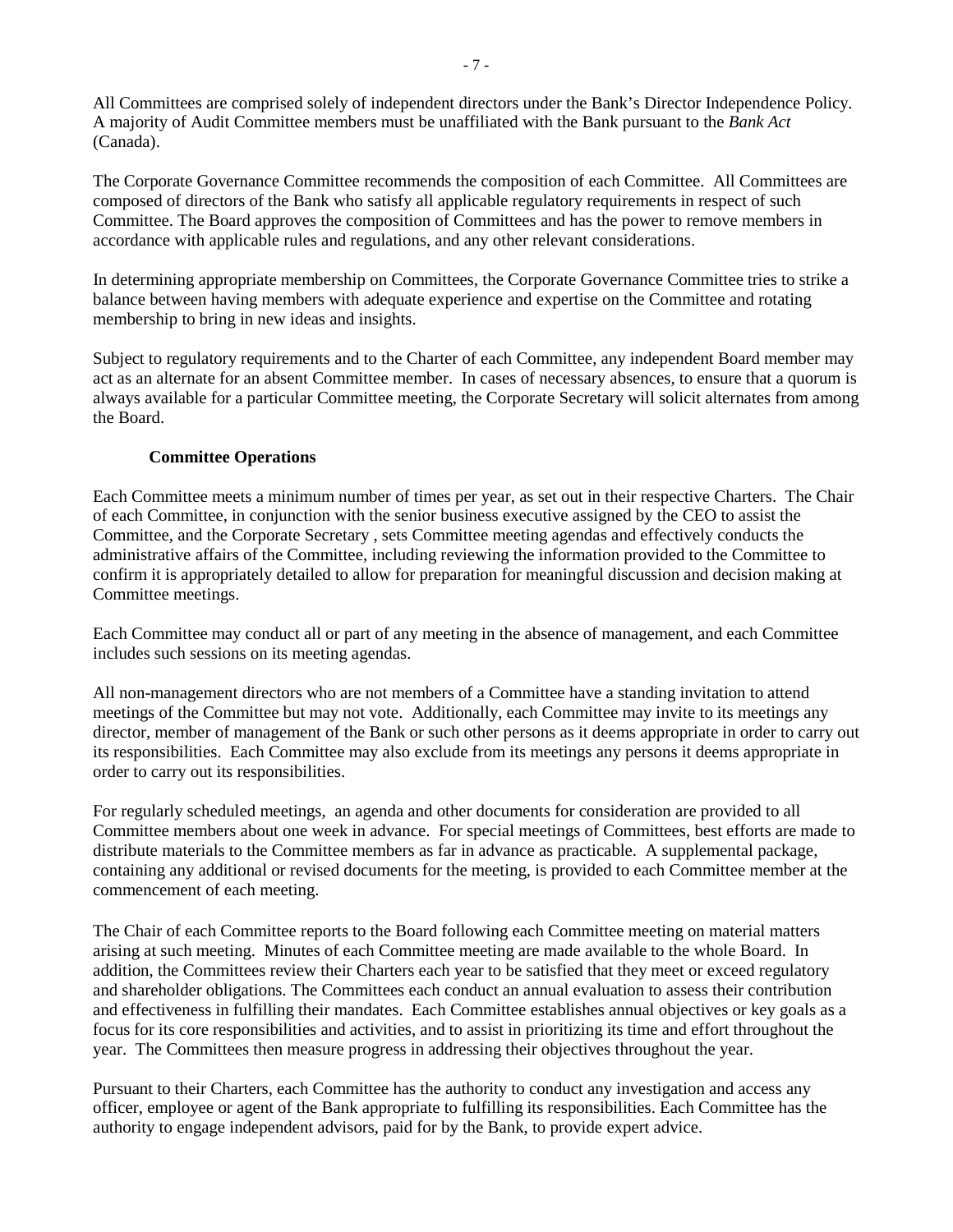All Committees are comprised solely of independent directors under the Bank's Director Independence Policy. A majority of Audit Committee members must be unaffiliated with the Bank pursuant to the *Bank Act* (Canada).

The Corporate Governance Committee recommends the composition of each Committee. All Committees are composed of directors of the Bank who satisfy all applicable regulatory requirements in respect of such Committee. The Board approves the composition of Committees and has the power to remove members in accordance with applicable rules and regulations, and any other relevant considerations.

In determining appropriate membership on Committees, the Corporate Governance Committee tries to strike a balance between having members with adequate experience and expertise on the Committee and rotating membership to bring in new ideas and insights.

Subject to regulatory requirements and to the Charter of each Committee, any independent Board member may act as an alternate for an absent Committee member. In cases of necessary absences, to ensure that a quorum is always available for a particular Committee meeting, the Corporate Secretary will solicit alternates from among the Board.

**Committee Operations**

Each Committee meets a minimum number of times per year, as set out in their respective Charters. The Chair of each Committee, in conjunction with the senior business executive assigned by the CEO to assist the Committee, and the Corporate Secretary , sets Committee meeting agendas and effectively conducts the administrative affairs of the Committee, including reviewing the information provided to the Committee to confirm it is appropriately detailed to allow for preparation for meaningful discussion and decision making at Committee meetings.

Each Committee may conduct all or part of any meeting in the absence of management, and each Committee includes such sessions on its meeting agendas.

All non-management directors who are not members of a Committee have a standing invitation to attend meetings of the Committee but may not vote. Additionally, each Committee may invite to its meetings any director, member of management of the Bank or such other persons as it deems appropriate in order to carry out its responsibilities. Each Committee may also exclude from its meetings any persons it deems appropriate in order to carry out its responsibilities.

For regularly scheduled meetings, an agenda and other documents for consideration are provided to all Committee members about one week in advance. For special meetings of Committees, best efforts are made to distribute materials to the Committee members as far in advance as practicable. A supplemental package, containing any additional or revised documents for the meeting, is provided to each Committee member at the commencement of each meeting.

The Chair of each Committee reports to the Board following each Committee meeting on material matters arising at such meeting. Minutes of each Committee meeting are made available to the whole Board. In addition, the Committees review their Charters each year to be satisfied that they meet or exceed regulatory and shareholder obligations. The Committees each conduct an annual evaluation to assess their contribution and effectiveness in fulfilling their mandates. Each Committee establishes annual objectives or key goals as a focus for its core responsibilities and activities, and to assist in prioritizing its time and effort throughout the year. The Committees then measure progress in addressing their objectives throughout the year.

Pursuant to their Charters, each Committee has the authority to conduct any investigation and access any officer, employee or agent of the Bank appropriate to fulfilling its responsibilities. Each Committee has the authority to engage independent advisors, paid for by the Bank, to provide expert advice.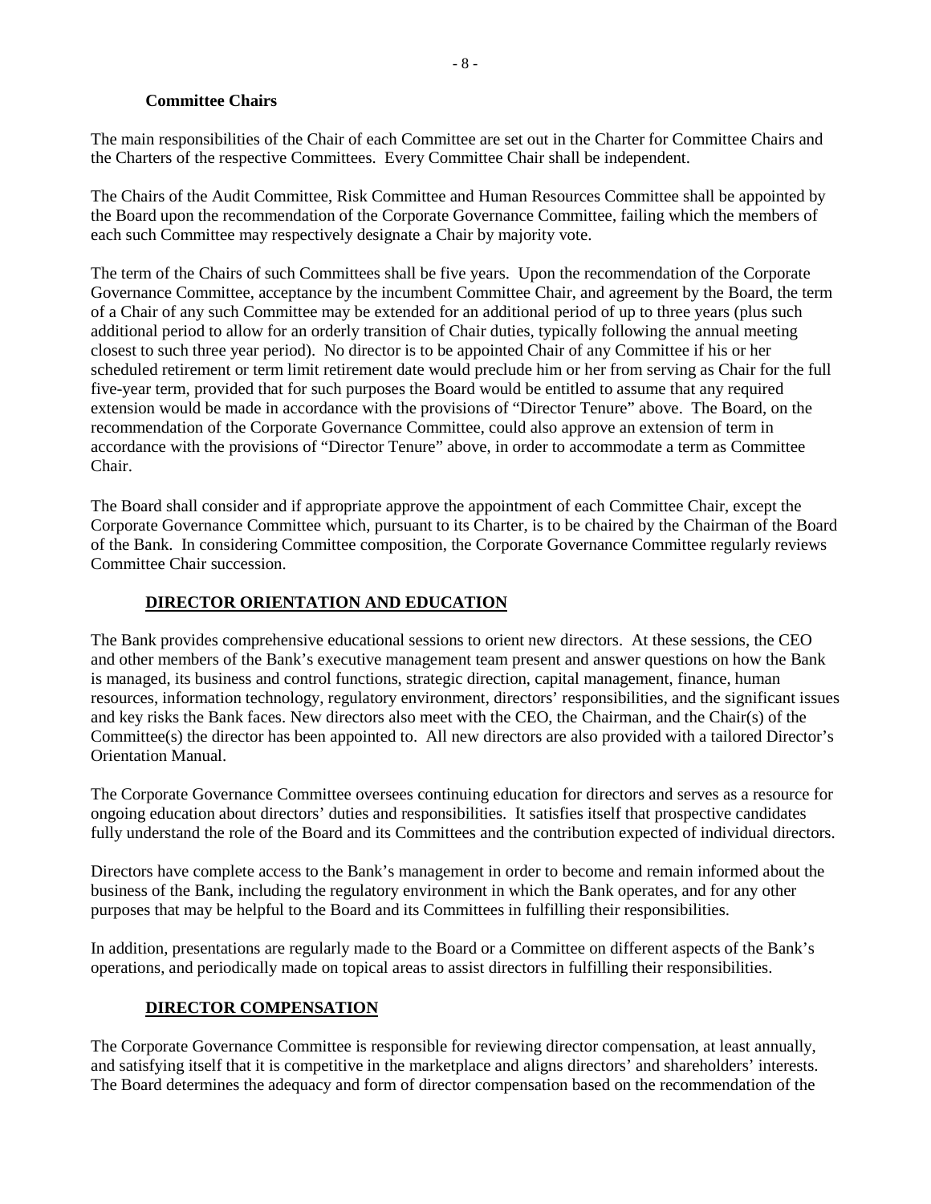### Committee Chairs

The main responsibilities of the Chair of each Committee are set out in the Charter for Committee Chairs and the Charters of the respective Committees. Every Committee Chair shall be independent.

The Chairs of the Audit Committee, Risk Committee and Human Resources Committee shall be appointed by the Board upon the recommendation of the Corporate Governance Committee, failing which the members of each such Committee may respectively designate a Chair by majority vote.

The term of the Chairs of such Committees shall be five years. Upon the recommendation of the Corporate Governance Committee, acceptance by the incumbent Committee Chair, and agreement by the Board, the term of a Chair of any such Committee may be extended for an additional period of up to three years (plus such additional period to allow for an orderly transition of Chair duties, typically following the annual meeting closest to such three year period). No director is to be appointed Chair of any Committee if his or her scheduled retirement or term limit retirement date would preclude him or her from serving as Chair for the full five-year term, provided that for such purposes the Board would be entitled to assume that any required extension would be made in accordance with the provisions of "Director Tenure" above. The Board, on the recommendation of the Corporate Governance Committee, could also approve an extension of term in accordance with the provisions of "Director Tenure" above, in order to accommodate a term as Committee Chair.

The Board shall consider and if appropriate approve the appointment of each Committee Chair, except the Corporate Governance Committee which, pursuant to its Charter, is to be chaired by the Chairman of the Board of the Bank. In considering Committee composition, the Corporate Governance Committee regularly reviews Committee Chair succession.

## DIRECTOR ORIENTATION AND EDUCATION

The Bank provides comprehensive educational sessions to orient new directors. At these sessions, the CEO and other members of the Bank's executive management team present and answer questions on how the Bank is managed, its business and control functions, strategic direction, capital management, finance, human resources, information technology, regulatory environment, directors' responsibilities, and the significant issues and key risks the Bank faces. New directors also meet with the CEO, the Chairman, and the Chair(s) of the Committee(s) the director has been appointed to. All new directors are also provided with a tailored Director's Orientation Manual.

The Corporate Governance Committee oversees continuing education for directors and serves as a resource for ongoing education about directors' duties and responsibilities. It satisfies itself that prospective candidates fully understand the role of the Board and its Committees and the contribution expected of individual directors.

Directors have complete access to the Bank's management in order to become and remain informed about the business of the Bank, including the regulatory environment in which the Bank operates, and for any other purposes that may be helpful to the Board and its Committees in fulfilling their responsibilities.

In addition, presentations are regularly made to the Board or a Committee on different aspects of the Bank's operations, and periodically made on topical areas to assist directors in fulfilling their responsibilities.

## DIRECTOR COMPENSATION

The Corporate Governance Committee is responsible for reviewing director compensation, at least annually, and satisfying itself that it is competitive in the marketplace and aligns directors' and shareholders' interests. The Board determines the adequacy and form of director compensation based on the recommendation of the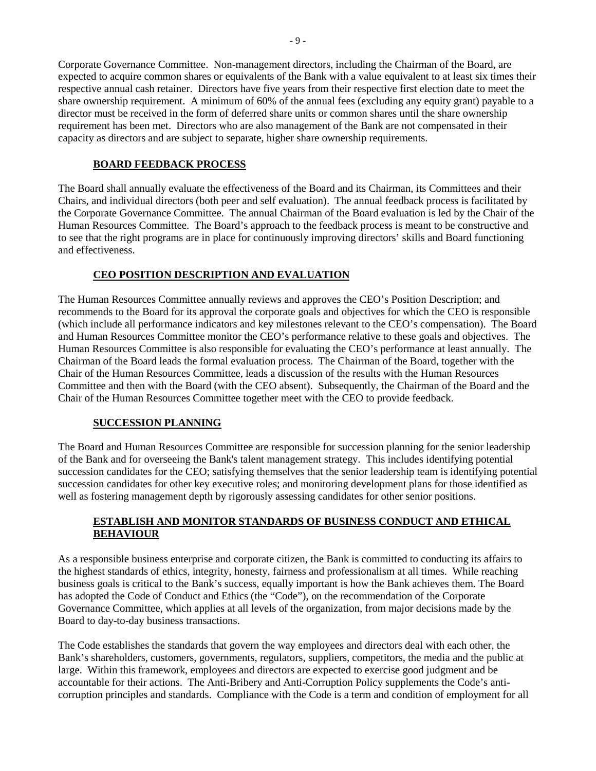Corporate Governance Committee. Non-management directors, including the Chairman of the Board, are expected to acquire common shares or equivalents of the Bank with a value equivalent to at least six times their respective annual cash retainer. Directors have five years from their respective first election date to meet the share ownership requirement. A minimum of 60% of the annual fees (excluding any equity grant) payable to a director must be received in the form of deferred share units or common shares until the share ownership requirement has been met. Directors who are also management of the Bank are not compensated in their capacity as directors and are subject to separate, higher share ownership requirements.

## BOARD FEEDBACK PROCESS

The Board shall annually evaluate the effectiveness of the Board and its Chairman, its Committees and their Chairs, and individual directors (both peer and self evaluation). The annual feedback process is facilitated by the Corporate Governance Committee. The annual Chairman of the Board evaluation is led by the Chair of the Human Resources Committee. The Board's approach to the feedback process is meant to be constructive and to see that the right programs are in place for continuously improving directors' skills and Board functioning and effectiveness.

## CEO POSITION DESCRIPTION AND EVALUATION

The Human Resources Committee annually reviews and approves the CEO's Position Description; and recommends to the Board for its approval the corporate goals and objectives for which the CEO is responsible (which include all performance indicators and key milestones relevant to the CEO's compensation). The Board and Human Resources Committee monitor the CEO's performance relative to these goals and objectives. The Human Resources Committee is also responsible for evaluating the CEO's performance at least annually. The Chairman of the Board leads the formal evaluation process. The Chairman of the Board, together with the Chair of the Human Resources Committee, leads a discussion of the results with the Human Resources Committee and then with the Board (with the CEO absent). Subsequently, the Chairman of the Board and the Chair of the Human Resources Committee together meet with the CEO to provide feedback.

## SUCCESSION PLANNING

The Board and Human Resources Committee are responsible for succession planning for the senior leadership of the Bank and for overseeing the Bank's talent management strategy. This includes identifying potential succession candidates for the CEO; satisfying themselves that the senior leadership team is identifying potential succession candidates for other key executive roles; and monitoring development plans for those identified as well as fostering management depth by rigorously assessing candidates for other senior positions.

## ESTABLISH AND MONITOR STANDARDS OF BUSINESS CONDUCT AND ETHICAL BEHAVIOUR

As a responsible business enterprise and corporate citizen, the Bank is committed to conducting its affairs to the highest standards of ethics, integrity, honesty, fairness and professionalism at all times. While reaching business goals is critical to the Bank's success, equally important is how the Bank achieves them. The Board has adopted the Code of Conduct and Ethics (the "Code"), on the recommendation of the Corporate Governance Committee, which applies at all levels of the organization, from major decisions made by the Board to day-to-day business transactions.

The Code establishes the standards that govern the way employees and directors deal with each other, the Bank's shareholders, customers, governments, regulators, suppliers, competitors, the media and the public at large. Within this framework, employees and directors are expected to exercise good judgment and be accountable for their actions. The Anti-Bribery and Anti-Corruption Policy supplements the Code's anti-corruption principles and standards. Compliance with the Code is a term and condition of employment for all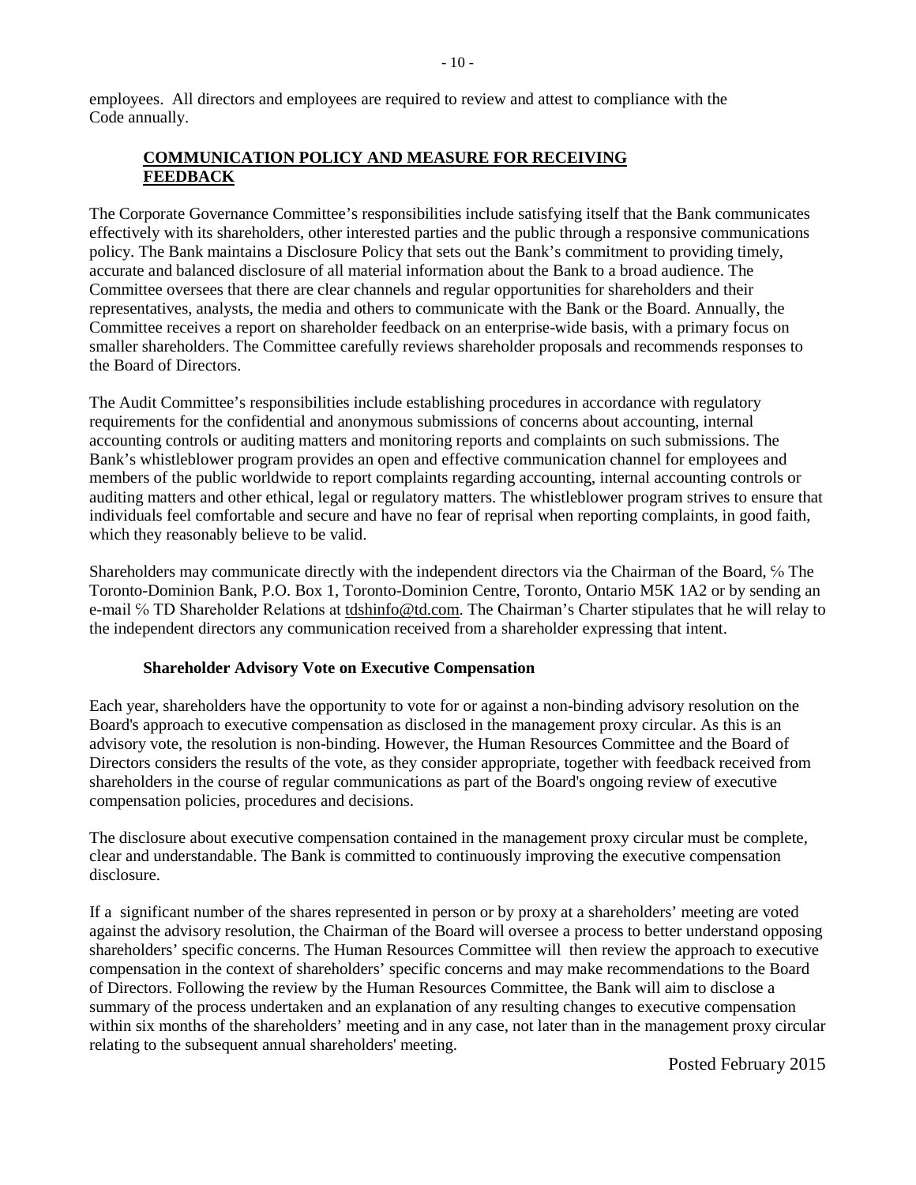employees. All directors and employees are required to review and attest to compliance with the Code annually.

## COMMUNICATION POLICY AND MEASURE FOR RECEIVING FEEDBACK

The Corporate Governance Committee's responsibilities include satisfying itself that the Bank communicates effectively with its shareholders, other interested parties and the public through a responsive communications policy. The Bank maintains a Disclosure Policy that sets out the Bank's commitment to providing timely, accurate and balanced disclosure of all material information about the Bank to a broad audience. The Committee oversees that there are clear channels and regular opportunities for shareholders and their representatives, analysts, the media and others to communicate with the Bank or the Board. Annually, the Committee receives a report on shareholder feedback on an enterprise-wide basis, with a primary focus on smaller shareholders. The Committee carefully reviews shareholder proposals and recommends responses to the Board of Directors.

The Audit Committee's responsibilities include establishing procedures in accordance with regulatory requirements for the confidential and anonymous submissions of concerns about accounting, internal accounting controls or auditing matters and monitoring reports and complaints on such submissions. The Bank's whistleblower program provides an open and effective communication channel for employees and members of the public worldwide to report complaints regarding accounting, internal accounting controls or auditing matters and other ethical, legal or regulatory matters. The whistleblower program strives to ensure that individuals feel comfortable and secure and have no fear of reprisal when reporting complaints, in good faith, which they reasonably believe to be valid.

Shareholders may communicate directly with the independent directors via the Chairman of the Board, ℅ The Toronto-Dominion Bank, P.O. Box 1, Toronto-Dominion Centre, Toronto, Ontario M5K 1A2 or by sending an e-mail ℅ TD Shareholder Relations at tdshinfo@td.com. The Chairman's Charter stipulates that he will relay to the independent directors any communication received from a shareholder expressing that intent.

### Shareholder Advisory Vote on Executive Compensation

Each year, shareholders have the opportunity to vote for or against a non-binding advisory resolution on the Board's approach to executive compensation as disclosed in the management proxy circular. As this is an advisory vote, the resolution is non-binding. However, the Human Resources Committee and the Board of Directors considers the results of the vote, as they consider appropriate, together with feedback received from shareholders in the course of regular communications as part of the Board's ongoing review of executive compensation policies, procedures and decisions.

The disclosure about executive compensation contained in the management proxy circular must be complete, clear and understandable. The Bank is committed to continuously improving the executive compensation disclosure.

If a significant number of the shares represented in person or by proxy at a shareholders' meeting are voted against the advisory resolution, the Chairman of the Board will oversee a process to better understand opposing shareholders' specific concerns. The Human Resources Committee will then review the approach to executive compensation in the context of shareholders' specific concerns and may make recommendations to the Board of Directors. Following the review by the Human Resources Committee, the Bank will aim to disclose a summary of the process undertaken and an explanation of any resulting changes to executive compensation within six months of the shareholders' meeting and in any case, not later than in the management proxy circular relating to the subsequent annual shareholders' meeting.

Posted February 2015